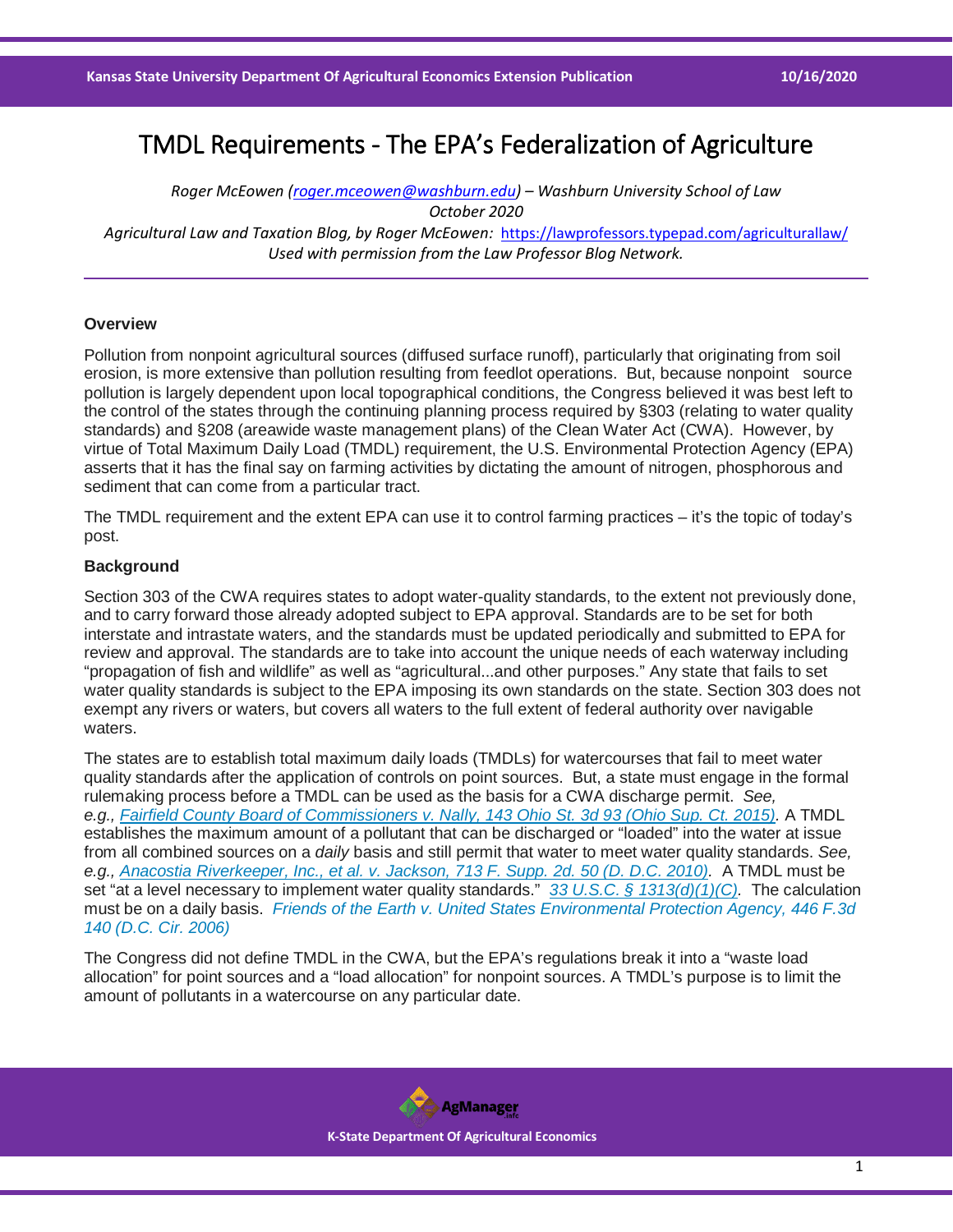# TMDL Requirements - The EPA's Federalization of Agriculture

*Roger McEowen (roger.mceowen@washburn.edu) – Washburn University School of Law*
*October 2020*
*Agricultural Law and Taxation Blog, by Roger McEowen:* https://lawprofessors.typepad.com/agriculturallaw/
*Used with permission from the Law Professor Blog Network.*

---

**Overview**

Pollution from nonpoint agricultural sources (diffused surface runoff), particularly that originating from soil erosion, is more extensive than pollution resulting from feedlot operations. But, because nonpoint source pollution is largely dependent upon local topographical conditions, the Congress believed it was best left to the control of the states through the continuing planning process required by §303 (relating to water quality standards) and §208 (areawide waste management plans) of the Clean Water Act (CWA). However, by virtue of Total Maximum Daily Load (TMDL) requirement, the U.S. Environmental Protection Agency (EPA) asserts that it has the final say on farming activities by dictating the amount of nitrogen, phosphorous and sediment that can come from a particular tract.

The TMDL requirement and the extent EPA can use it to control farming practices – it's the topic of today's post.

**Background**

Section 303 of the CWA requires states to adopt water-quality standards, to the extent not previously done, and to carry forward those already adopted subject to EPA approval. Standards are to be set for both interstate and intrastate waters, and the standards must be updated periodically and submitted to EPA for review and approval. The standards are to take into account the unique needs of each waterway including "propagation of fish and wildlife" as well as "agricultural...and other purposes." Any state that fails to set water quality standards is subject to the EPA imposing its own standards on the state. Section 303 does not exempt any rivers or waters, but covers all waters to the full extent of federal authority over navigable waters.

The states are to establish total maximum daily loads (TMDLs) for watercourses that fail to meet water quality standards after the application of controls on point sources. But, a state must engage in the formal rulemaking process before a TMDL can be used as the basis for a CWA discharge permit. *See, e.g.,* *Fairfield County Board of Commissioners v. Nally, 143 Ohio St. 3d 93 (Ohio Sup. Ct. 2015)*. A TMDL establishes the maximum amount of a pollutant that can be discharged or "loaded" into the water at issue from all combined sources on a *daily* basis and still permit that water to meet water quality standards. *See, e.g., Anacostia Riverkeeper, Inc., et al. v. Jackson, 713 F. Supp. 2d. 50 (D. D.C. 2010).* A TMDL must be set "at a level necessary to implement water quality standards." *33 U.S.C. § 1313(d)(1)(C)*. The calculation must be on a daily basis. *Friends of the Earth v. United States Environmental Protection Agency, 446 F.3d 140 (D.C. Cir. 2006)*

The Congress did not define TMDL in the CWA, but the EPA's regulations break it into a "waste load allocation" for point sources and a "load allocation" for nonpoint sources. A TMDL's purpose is to limit the amount of pollutants in a watercourse on any particular date.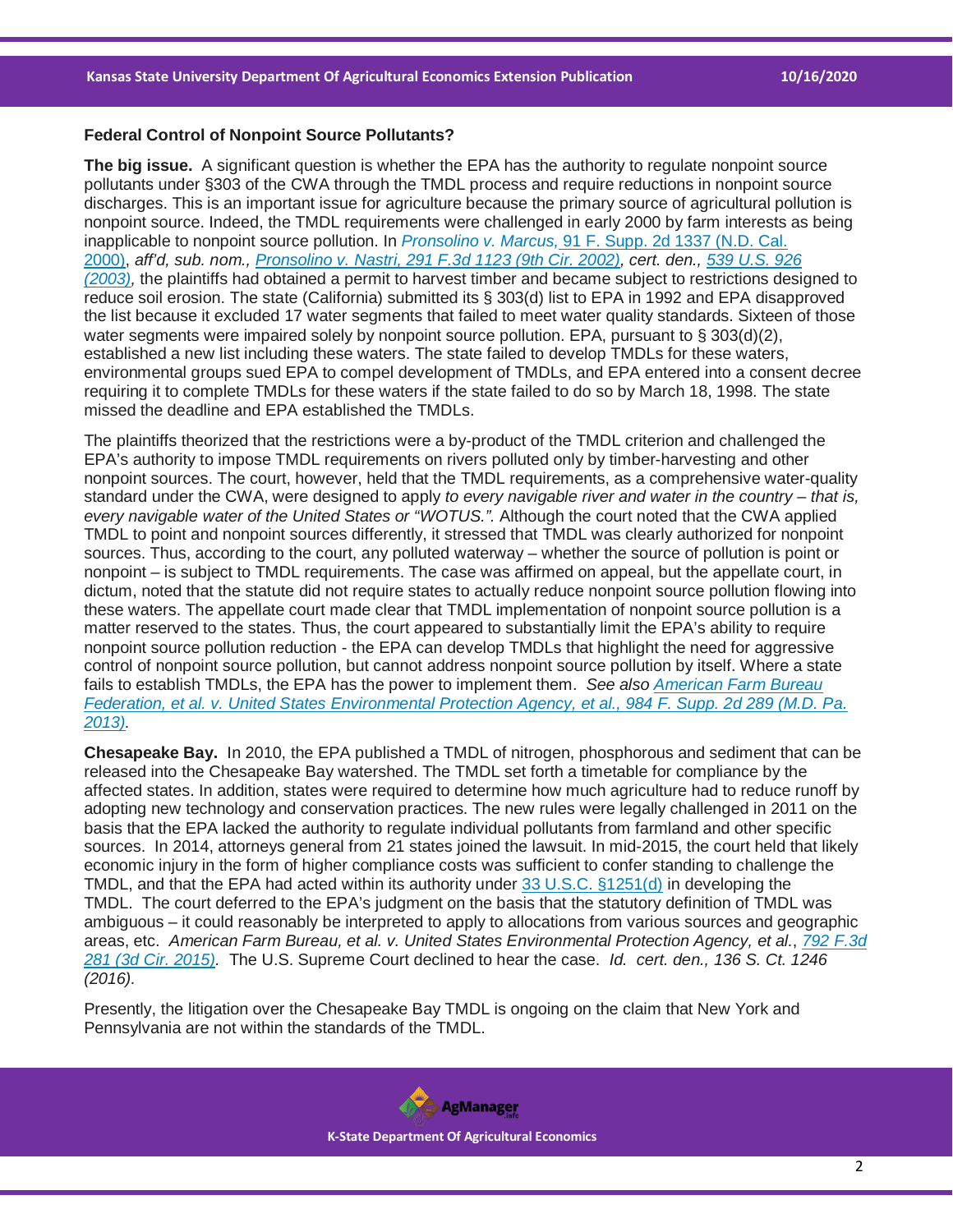### Federal Control of Nonpoint Source Pollutants?

**The big issue.** A significant question is whether the EPA has the authority to regulate nonpoint source pollutants under §303 of the CWA through the TMDL process and require reductions in nonpoint source discharges. This is an important issue for agriculture because the primary source of agricultural pollution is nonpoint source. Indeed, the TMDL requirements were challenged in early 2000 by farm interests as being inapplicable to nonpoint source pollution. In *Pronsolino v. Marcus,* 91 F. Supp. 2d 1337 (N.D. Cal. 2000), *aff'd, sub. nom., Pronsolino v. Nastri, 291 F.3d 1123 (9th Cir. 2002), cert. den., 539 U.S. 926 (2003),* the plaintiffs had obtained a permit to harvest timber and became subject to restrictions designed to reduce soil erosion. The state (California) submitted its § 303(d) list to EPA in 1992 and EPA disapproved the list because it excluded 17 water segments that failed to meet water quality standards. Sixteen of those water segments were impaired solely by nonpoint source pollution. EPA, pursuant to § 303(d)(2), established a new list including these waters. The state failed to develop TMDLs for these waters, environmental groups sued EPA to compel development of TMDLs, and EPA entered into a consent decree requiring it to complete TMDLs for these waters if the state failed to do so by March 18, 1998. The state missed the deadline and EPA established the TMDLs.

The plaintiffs theorized that the restrictions were a by-product of the TMDL criterion and challenged the EPA's authority to impose TMDL requirements on rivers polluted only by timber-harvesting and other nonpoint sources. The court, however, held that the TMDL requirements, as a comprehensive water-quality standard under the CWA, were designed to apply *to every navigable river and water in the country – that is, every navigable water of the United States or "WOTUS.".* Although the court noted that the CWA applied TMDL to point and nonpoint sources differently, it stressed that TMDL was clearly authorized for nonpoint sources. Thus, according to the court, any polluted waterway – whether the source of pollution is point or nonpoint – is subject to TMDL requirements. The case was affirmed on appeal, but the appellate court, in dictum, noted that the statute did not require states to actually reduce nonpoint source pollution flowing into these waters. The appellate court made clear that TMDL implementation of nonpoint source pollution is a matter reserved to the states. Thus, the court appeared to substantially limit the EPA's ability to require nonpoint source pollution reduction - the EPA can develop TMDLs that highlight the need for aggressive control of nonpoint source pollution, but cannot address nonpoint source pollution by itself. Where a state fails to establish TMDLs, the EPA has the power to implement them. *See also American Farm Bureau Federation, et al. v. United States Environmental Protection Agency, et al., 984 F. Supp. 2d 289 (M.D. Pa. 2013).*

**Chesapeake Bay.** In 2010, the EPA published a TMDL of nitrogen, phosphorous and sediment that can be released into the Chesapeake Bay watershed. The TMDL set forth a timetable for compliance by the affected states. In addition, states were required to determine how much agriculture had to reduce runoff by adopting new technology and conservation practices. The new rules were legally challenged in 2011 on the basis that the EPA lacked the authority to regulate individual pollutants from farmland and other specific sources. In 2014, attorneys general from 21 states joined the lawsuit. In mid-2015, the court held that likely economic injury in the form of higher compliance costs was sufficient to confer standing to challenge the TMDL, and that the EPA had acted within its authority under 33 U.S.C. §1251(d) in developing the TMDL. The court deferred to the EPA's judgment on the basis that the statutory definition of TMDL was ambiguous – it could reasonably be interpreted to apply to allocations from various sources and geographic areas, etc. *American Farm Bureau, et al. v. United States Environmental Protection Agency, et al., 792 F.3d 281 (3d Cir. 2015).* The U.S. Supreme Court declined to hear the case. *Id. cert. den., 136 S. Ct. 1246 (2016).*

Presently, the litigation over the Chesapeake Bay TMDL is ongoing on the claim that New York and Pennsylvania are not within the standards of the TMDL.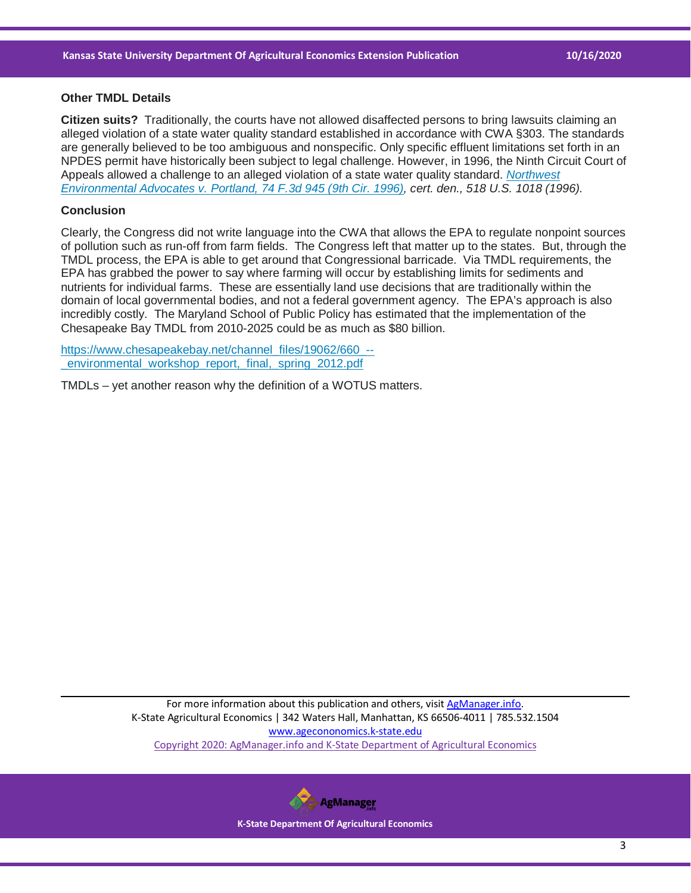## Other TMDL Details

**Citizen suits?** Traditionally, the courts have not allowed disaffected persons to bring lawsuits claiming an alleged violation of a state water quality standard established in accordance with CWA §303. The standards are generally believed to be too ambiguous and nonspecific. Only specific effluent limitations set forth in an NPDES permit have historically been subject to legal challenge. However, in 1996, the Ninth Circuit Court of Appeals allowed a challenge to an alleged violation of a state water quality standard. *Northwest Environmental Advocates v. Portland, 74 F.3d 945 (9th Cir. 1996), cert. den., 518 U.S. 1018 (1996).*

## Conclusion

Clearly, the Congress did not write language into the CWA that allows the EPA to regulate nonpoint sources of pollution such as run-off from farm fields. The Congress left that matter up to the states. But, through the TMDL process, the EPA is able to get around that Congressional barricade. Via TMDL requirements, the EPA has grabbed the power to say where farming will occur by establishing limits for sediments and nutrients for individual farms. These are essentially land use decisions that are traditionally within the domain of local governmental bodies, and not a federal government agency. The EPA's approach is also incredibly costly. The Maryland School of Public Policy has estimated that the implementation of the Chesapeake Bay TMDL from 2010-2025 could be as much as $80 billion.

https://www.chesapeakebay.net/channel_files/19062/660_--_environmental_workshop_report,_final,_spring_2012.pdf

TMDLs – yet another reason why the definition of a WOTUS matters.

For more information about this publication and others, visit AgManager.info.
K-State Agricultural Economics | 342 Waters Hall, Manhattan, KS 66506-4011 | 785.532.1504
www.ageconomics.k-state.edu
Copyright 2020: AgManager.info and K-State Department of Agricultural Economics